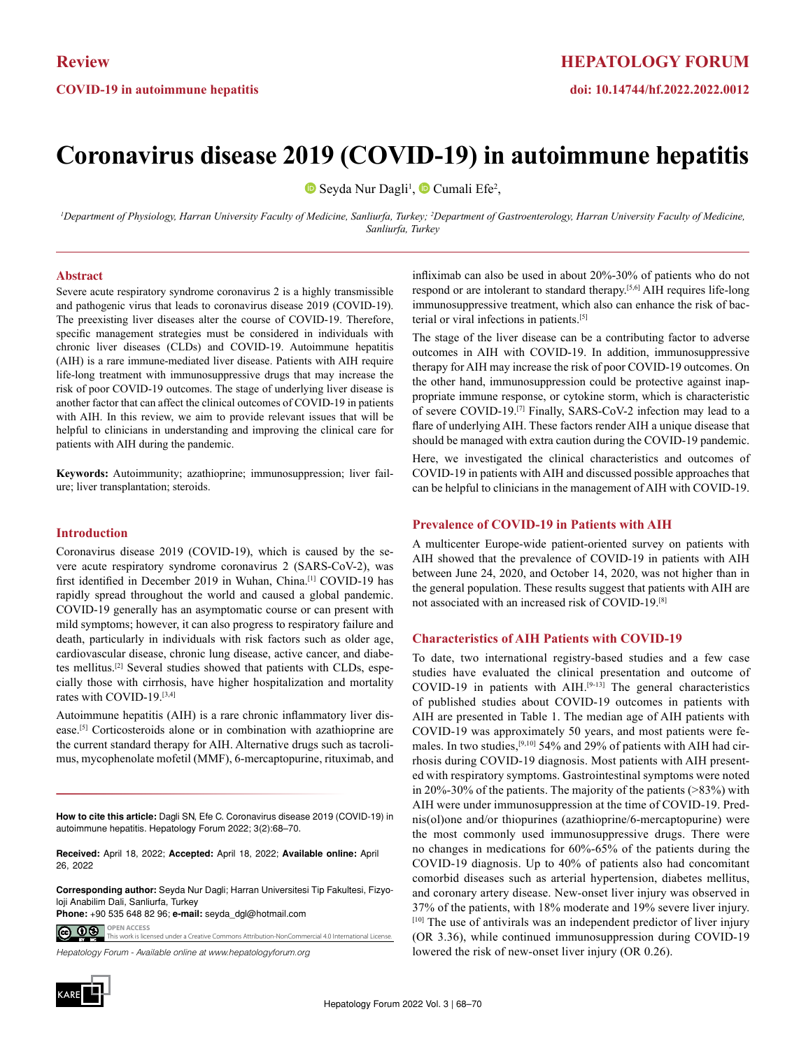Review

COVID-19 in autoimmune hepatitis

doi: 10.14744/hf.2022.2022.0012

# Coronavirus disease 2019 (COVID-19) in autoimmune hepatitis

Seyda Nur Dagli[1], Cumali Efe[2],

[1]Department of Physiology, Harran University Faculty of Medicine, Sanliurfa, Turkey; [2]Department of Gastroenterology, Harran University Faculty of Medicine, Sanliurfa, Turkey

## Abstract

Severe acute respiratory syndrome coronavirus 2 is a highly transmissible and pathogenic virus that leads to coronavirus disease 2019 (COVID-19). The preexisting liver diseases alter the course of COVID-19. Therefore, specific management strategies must be considered in individuals with chronic liver diseases (CLDs) and COVID-19. Autoimmune hepatitis (AIH) is a rare immune-mediated liver disease. Patients with AIH require life-long treatment with immunosuppressive drugs that may increase the risk of poor COVID-19 outcomes. The stage of underlying liver disease is another factor that can affect the clinical outcomes of COVID-19 in patients with AIH. In this review, we aim to provide relevant issues that will be helpful to clinicians in understanding and improving the clinical care for patients with AIH during the pandemic.

**Keywords:** Autoimmunity; azathioprine; immunosuppression; liver failure; liver transplantation; steroids.

## Introduction

Coronavirus disease 2019 (COVID-19), which is caused by the severe acute respiratory syndrome coronavirus 2 (SARS-CoV-2), was first identified in December 2019 in Wuhan, China.[1] COVID-19 has rapidly spread throughout the world and caused a global pandemic. COVID-19 generally has an asymptomatic course or can present with mild symptoms; however, it can also progress to respiratory failure and death, particularly in individuals with risk factors such as older age, cardiovascular disease, chronic lung disease, active cancer, and diabetes mellitus.[2] Several studies showed that patients with CLDs, especially those with cirrhosis, have higher hospitalization and mortality rates with COVID-19.[3,4]

Autoimmune hepatitis (AIH) is a rare chronic inflammatory liver disease.[5] Corticosteroids alone or in combination with azathioprine are the current standard therapy for AIH. Alternative drugs such as tacrolimus, mycophenolate mofetil (MMF), 6-mercaptopurine, rituximab, and infliximab can also be used in about 20%-30% of patients who do not respond or are intolerant to standard therapy.[5,6] AIH requires life-long immunosuppressive treatment, which also can enhance the risk of bacterial or viral infections in patients.[5]

The stage of the liver disease can be a contributing factor to adverse outcomes in AIH with COVID-19. In addition, immunosuppressive therapy for AIH may increase the risk of poor COVID-19 outcomes. On the other hand, immunosuppression could be protective against inappropriate immune response, or cytokine storm, which is characteristic of severe COVID-19.[7] Finally, SARS-CoV-2 infection may lead to a flare of underlying AIH. These factors render AIH a unique disease that should be managed with extra caution during the COVID-19 pandemic.

Here, we investigated the clinical characteristics and outcomes of COVID-19 in patients with AIH and discussed possible approaches that can be helpful to clinicians in the management of AIH with COVID-19.

## Prevalence of COVID-19 in Patients with AIH

A multicenter Europe-wide patient-oriented survey on patients with AIH showed that the prevalence of COVID-19 in patients with AIH between June 24, 2020, and October 14, 2020, was not higher than in the general population. These results suggest that patients with AIH are not associated with an increased risk of COVID-19.[8]

## Characteristics of AIH Patients with COVID-19

To date, two international registry-based studies and a few case studies have evaluated the clinical presentation and outcome of COVID-19 in patients with AIH.[9-13] The general characteristics of published studies about COVID-19 outcomes in patients with AIH are presented in Table 1. The median age of AIH patients with COVID-19 was approximately 50 years, and most patients were females. In two studies,[9,10] 54% and 29% of patients with AIH had cirrhosis during COVID-19 diagnosis. Most patients with AIH presented with respiratory symptoms. Gastrointestinal symptoms were noted in 20%-30% of the patients. The majority of the patients (>83%) with AIH were under immunosuppression at the time of COVID-19. Prednis(ol)one and/or thiopurines (azathioprine/6-mercaptopurine) were the most commonly used immunosuppressive drugs. There were no changes in medications for 60%-65% of the patients during the COVID-19 diagnosis. Up to 40% of patients also had concomitant comorbid diseases such as arterial hypertension, diabetes mellitus, and coronary artery disease. New-onset liver injury was observed in 37% of the patients, with 18% moderate and 19% severe liver injury.[10] The use of antivirals was an independent predictor of liver injury (OR 3.36), while continued immunosuppression during COVID-19 lowered the risk of new-onset liver injury (OR 0.26).

**How to cite this article:** Dagli SN, Efe C. Coronavirus disease 2019 (COVID-19) in autoimmune hepatitis. Hepatology Forum 2022; 3(2):68–70.

**Received:** April 18, 2022; **Accepted:** April 18, 2022; **Available online:** April 26, 2022

**Corresponding author:** Seyda Nur Dagli; Harran Universitesi Tip Fakultesi, Fizyoloji Anabilim Dali, Sanliurfa, Turkey
**Phone:** +90 535 648 82 96; **e-mail:** seyda_dgl@hotmail.com

OPEN ACCESS
This work is licensed under a Creative Commons Attribution-NonCommercial 4.0 International License.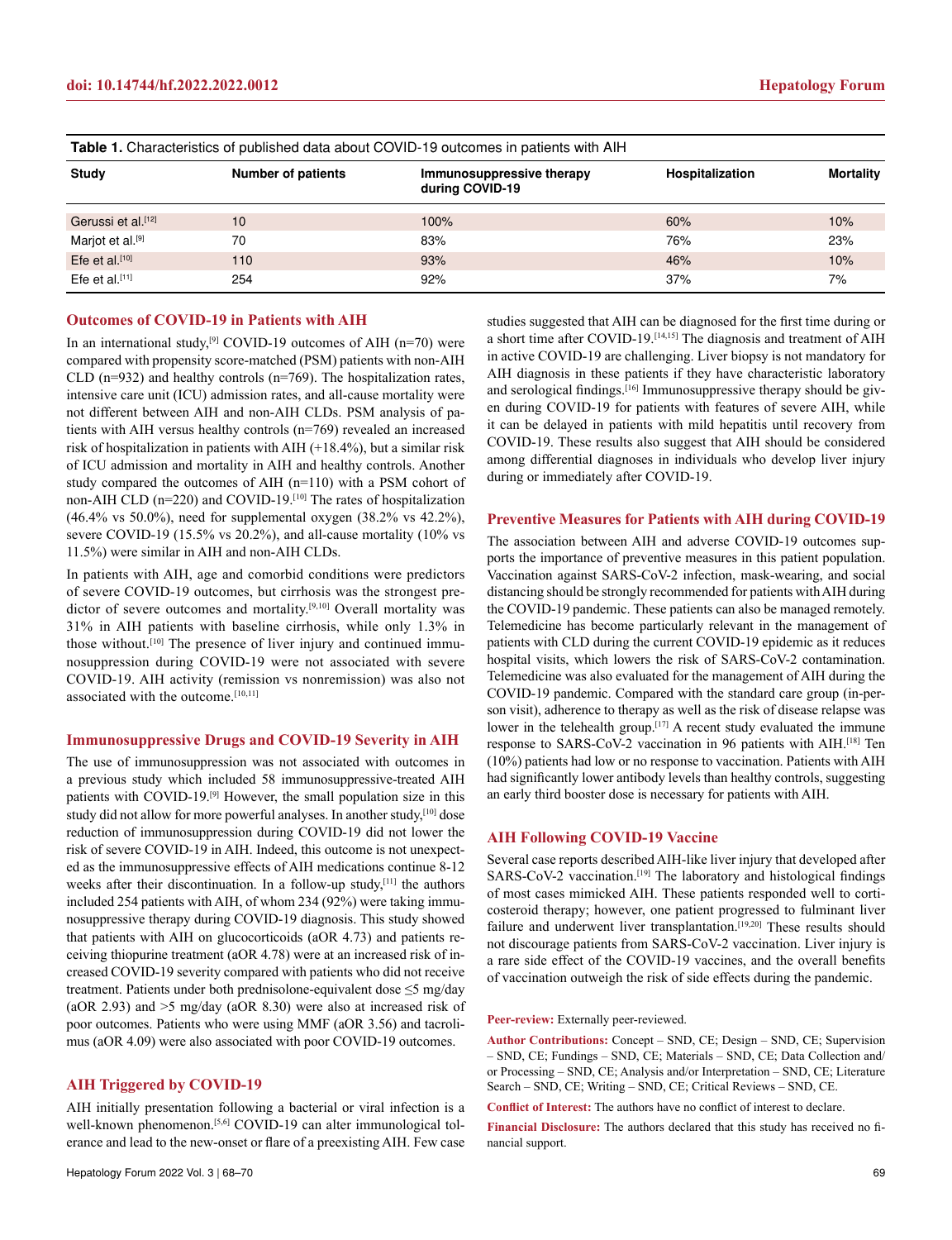**Table 1.** Characteristics of published data about COVID-19 outcomes in patients with AIH

| Study | Number of patients | Immunosuppressive therapy during COVID-19 | Hospitalization | Mortality |
|---|---|---|---|---|
| Gerussi et al.[12] | 10 | 100% | 60% | 10% |
| Marjot et al.[9] | 70 | 83% | 76% | 23% |
| Efe et al.[10] | 110 | 93% | 46% | 10% |
| Efe et al.[11] | 254 | 92% | 37% | 7% |

## Outcomes of COVID-19 in Patients with AIH

In an international study,[9] COVID-19 outcomes of AIH (n=70) were compared with propensity score-matched (PSM) patients with non-AIH CLD (n=932) and healthy controls (n=769). The hospitalization rates, intensive care unit (ICU) admission rates, and all-cause mortality were not different between AIH and non-AIH CLDs. PSM analysis of patients with AIH versus healthy controls (n=769) revealed an increased risk of hospitalization in patients with AIH (+18.4%), but a similar risk of ICU admission and mortality in AIH and healthy controls. Another study compared the outcomes of AIH (n=110) with a PSM cohort of non-AIH CLD (n=220) and COVID-19.[10] The rates of hospitalization (46.4% vs 50.0%), need for supplemental oxygen (38.2% vs 42.2%), severe COVID-19 (15.5% vs 20.2%), and all-cause mortality (10% vs 11.5%) were similar in AIH and non-AIH CLDs.

In patients with AIH, age and comorbid conditions were predictors of severe COVID-19 outcomes, but cirrhosis was the strongest predictor of severe outcomes and mortality.[9,10] Overall mortality was 31% in AIH patients with baseline cirrhosis, while only 1.3% in those without.[10] The presence of liver injury and continued immunosuppression during COVID-19 were not associated with severe COVID-19. AIH activity (remission vs nonremission) was also not associated with the outcome.[10,11]

## Immunosuppressive Drugs and COVID-19 Severity in AIH

The use of immunosuppression was not associated with outcomes in a previous study which included 58 immunosuppressive-treated AIH patients with COVID-19.[9] However, the small population size in this study did not allow for more powerful analyses. In another study,[10] dose reduction of immunosuppression during COVID-19 did not lower the risk of severe COVID-19 in AIH. Indeed, this outcome is not unexpected as the immunosuppressive effects of AIH medications continue 8-12 weeks after their discontinuation. In a follow-up study,[11] the authors included 254 patients with AIH, of whom 234 (92%) were taking immunosuppressive therapy during COVID-19 diagnosis. This study showed that patients with AIH on glucocorticoids (aOR 4.73) and patients receiving thiopurine treatment (aOR 4.78) were at an increased risk of increased COVID-19 severity compared with patients who did not receive treatment. Patients under both prednisolone-equivalent dose ≤5 mg/day (aOR 2.93) and >5 mg/day (aOR 8.30) were also at increased risk of poor outcomes. Patients who were using MMF (aOR 3.56) and tacrolimus (aOR 4.09) were also associated with poor COVID-19 outcomes.

## AIH Triggered by COVID-19

AIH initially presentation following a bacterial or viral infection is a well-known phenomenon.[5,6] COVID-19 can alter immunological tolerance and lead to the new-onset or flare of a preexisting AIH. Few case studies suggested that AIH can be diagnosed for the first time during or a short time after COVID-19.[14,15] The diagnosis and treatment of AIH in active COVID-19 are challenging. Liver biopsy is not mandatory for AIH diagnosis in these patients if they have characteristic laboratory and serological findings.[16] Immunosuppressive therapy should be given during COVID-19 for patients with features of severe AIH, while it can be delayed in patients with mild hepatitis until recovery from COVID-19. These results also suggest that AIH should be considered among differential diagnoses in individuals who develop liver injury during or immediately after COVID-19.

## Preventive Measures for Patients with AIH during COVID-19

The association between AIH and adverse COVID-19 outcomes supports the importance of preventive measures in this patient population. Vaccination against SARS-CoV-2 infection, mask-wearing, and social distancing should be strongly recommended for patients with AIH during the COVID-19 pandemic. These patients can also be managed remotely. Telemedicine has become particularly relevant in the management of patients with CLD during the current COVID-19 epidemic as it reduces hospital visits, which lowers the risk of SARS-CoV-2 contamination. Telemedicine was also evaluated for the management of AIH during the COVID-19 pandemic. Compared with the standard care group (in-person visit), adherence to therapy as well as the risk of disease relapse was lower in the telehealth group.[17] A recent study evaluated the immune response to SARS-CoV-2 vaccination in 96 patients with AIH.[18] Ten (10%) patients had low or no response to vaccination. Patients with AIH had significantly lower antibody levels than healthy controls, suggesting an early third booster dose is necessary for patients with AIH.

## AIH Following COVID-19 Vaccine

Several case reports described AIH-like liver injury that developed after SARS-CoV-2 vaccination.[19] The laboratory and histological findings of most cases mimicked AIH. These patients responded well to corticosteroid therapy; however, one patient progressed to fulminant liver failure and underwent liver transplantation.[19,20] These results should not discourage patients from SARS-CoV-2 vaccination. Liver injury is a rare side effect of the COVID-19 vaccines, and the overall benefits of vaccination outweigh the risk of side effects during the pandemic.

**Peer-review:** Externally peer-reviewed.

**Author Contributions:** Concept – SND, CE; Design – SND, CE; Supervision – SND, CE; Fundings – SND, CE; Materials – SND, CE; Data Collection and/or Processing – SND, CE; Analysis and/or Interpretation – SND, CE; Literature Search – SND, CE; Writing – SND, CE; Critical Reviews – SND, CE.

**Conflict of Interest:** The authors have no conflict of interest to declare.

**Financial Disclosure:** The authors declared that this study has received no financial support.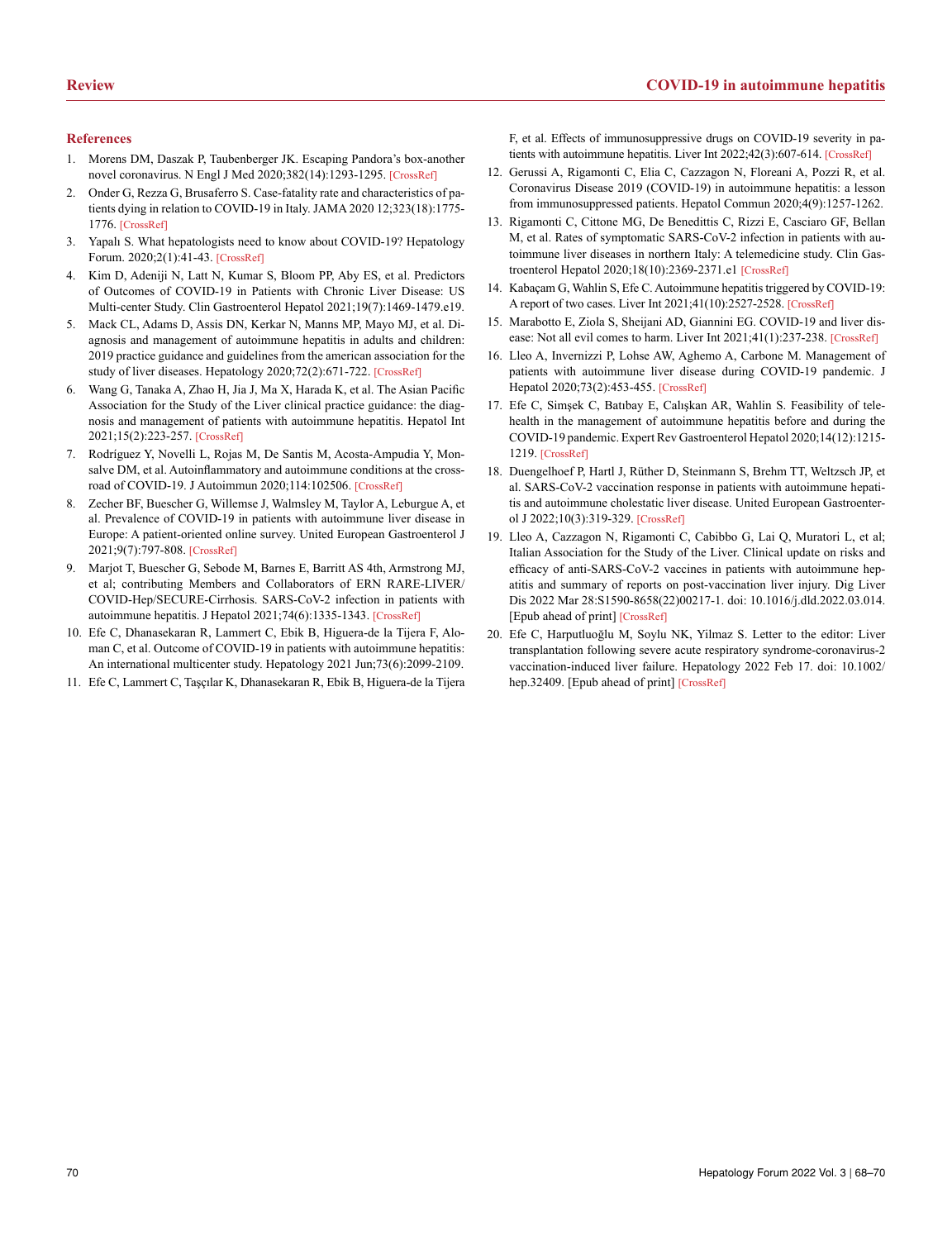## References

1. Morens DM, Daszak P, Taubenberger JK. Escaping Pandora's box-another novel coronavirus. N Engl J Med 2020;382(14):1293-1295. [CrossRef]
2. Onder G, Rezza G, Brusaferro S. Case-fatality rate and characteristics of patients dying in relation to COVID-19 in Italy. JAMA 2020 12;323(18):1775-1776. [CrossRef]
3. Yapalı S. What hepatologists need to know about COVID-19? Hepatology Forum. 2020;2(1):41-43. [CrossRef]
4. Kim D, Adeniji N, Latt N, Kumar S, Bloom PP, Aby ES, et al. Predictors of Outcomes of COVID-19 in Patients with Chronic Liver Disease: US Multi-center Study. Clin Gastroenterol Hepatol 2021;19(7):1469-1479.e19.
5. Mack CL, Adams D, Assis DN, Kerkar N, Manns MP, Mayo MJ, et al. Diagnosis and management of autoimmune hepatitis in adults and children: 2019 practice guidance and guidelines from the american association for the study of liver diseases. Hepatology 2020;72(2):671-722. [CrossRef]
6. Wang G, Tanaka A, Zhao H, Jia J, Ma X, Harada K, et al. The Asian Pacific Association for the Study of the Liver clinical practice guidance: the diagnosis and management of patients with autoimmune hepatitis. Hepatol Int 2021;15(2):223-257. [CrossRef]
7. Rodríguez Y, Novelli L, Rojas M, De Santis M, Acosta-Ampudia Y, Monsalve DM, et al. Autoinflammatory and autoimmune conditions at the crossroad of COVID-19. J Autoimmun 2020;114:102506. [CrossRef]
8. Zecher BF, Buescher G, Willemse J, Walmsley M, Taylor A, Leburgue A, et al. Prevalence of COVID-19 in patients with autoimmune liver disease in Europe: A patient-oriented online survey. United European Gastroenterol J 2021;9(7):797-808. [CrossRef]
9. Marjot T, Buescher G, Sebode M, Barnes E, Barritt AS 4th, Armstrong MJ, et al; contributing Members and Collaborators of ERN RARE-LIVER/COVID-Hep/SECURE-Cirrhosis. SARS-CoV-2 infection in patients with autoimmune hepatitis. J Hepatol 2021;74(6):1335-1343. [CrossRef]
10. Efe C, Dhanasekaran R, Lammert C, Ebik B, Higuera-de la Tijera F, Aloman C, et al. Outcome of COVID-19 in patients with autoimmune hepatitis: An international multicenter study. Hepatology 2021 Jun;73(6):2099-2109.
11. Efe C, Lammert C, Taşçılar K, Dhanasekaran R, Ebik B, Higuera-de la Tijera F, et al. Effects of immunosuppressive drugs on COVID-19 severity in patients with autoimmune hepatitis. Liver Int 2022;42(3):607-614. [CrossRef]
12. Gerussi A, Rigamonti C, Elia C, Cazzagon N, Floreani A, Pozzi R, et al. Coronavirus Disease 2019 (COVID-19) in autoimmune hepatitis: a lesson from immunosuppressed patients. Hepatol Commun 2020;4(9):1257-1262.
13. Rigamonti C, Cittone MG, De Benedittis C, Rizzi E, Casciaro GF, Bellan M, et al. Rates of symptomatic SARS-CoV-2 infection in patients with autoimmune liver diseases in northern Italy: A telemedicine study. Clin Gastroenterol Hepatol 2020;18(10):2369-2371.e1 [CrossRef]
14. Kabaçam G, Wahlin S, Efe C. Autoimmune hepatitis triggered by COVID-19: A report of two cases. Liver Int 2021;41(10):2527-2528. [CrossRef]
15. Marabotto E, Ziola S, Sheijani AD, Giannini EG. COVID-19 and liver disease: Not all evil comes to harm. Liver Int 2021;41(1):237-238. [CrossRef]
16. Lleo A, Invernizzi P, Lohse AW, Aghemo A, Carbone M. Management of patients with autoimmune liver disease during COVID-19 pandemic. J Hepatol 2020;73(2):453-455. [CrossRef]
17. Efe C, Simşek C, Batıbay E, Calışkan AR, Wahlin S. Feasibility of telehealth in the management of autoimmune hepatitis before and during the COVID-19 pandemic. Expert Rev Gastroenterol Hepatol 2020;14(12):1215-1219. [CrossRef]
18. Duengelhoef P, Hartl J, Rüther D, Steinmann S, Brehm TT, Weltzsch JP, et al. SARS-CoV-2 vaccination response in patients with autoimmune hepatitis and autoimmune cholestatic liver disease. United European Gastroenterol J 2022;10(3):319-329. [CrossRef]
19. Lleo A, Cazzagon N, Rigamonti C, Cabibbo G, Lai Q, Muratori L, et al; Italian Association for the Study of the Liver. Clinical update on risks and efficacy of anti-SARS-CoV-2 vaccines in patients with autoimmune hepatitis and summary of reports on post-vaccination liver injury. Dig Liver Dis 2022 Mar 28:S1590-8658(22)00217-1. doi: 10.1016/j.dld.2022.03.014. [Epub ahead of print] [CrossRef]
20. Efe C, Harputluoğlu M, Soylu NK, Yilmaz S. Letter to the editor: Liver transplantation following severe acute respiratory syndrome-coronavirus-2 vaccination-induced liver failure. Hepatology 2022 Feb 17. doi: 10.1002/hep.32409. [Epub ahead of print] [CrossRef]